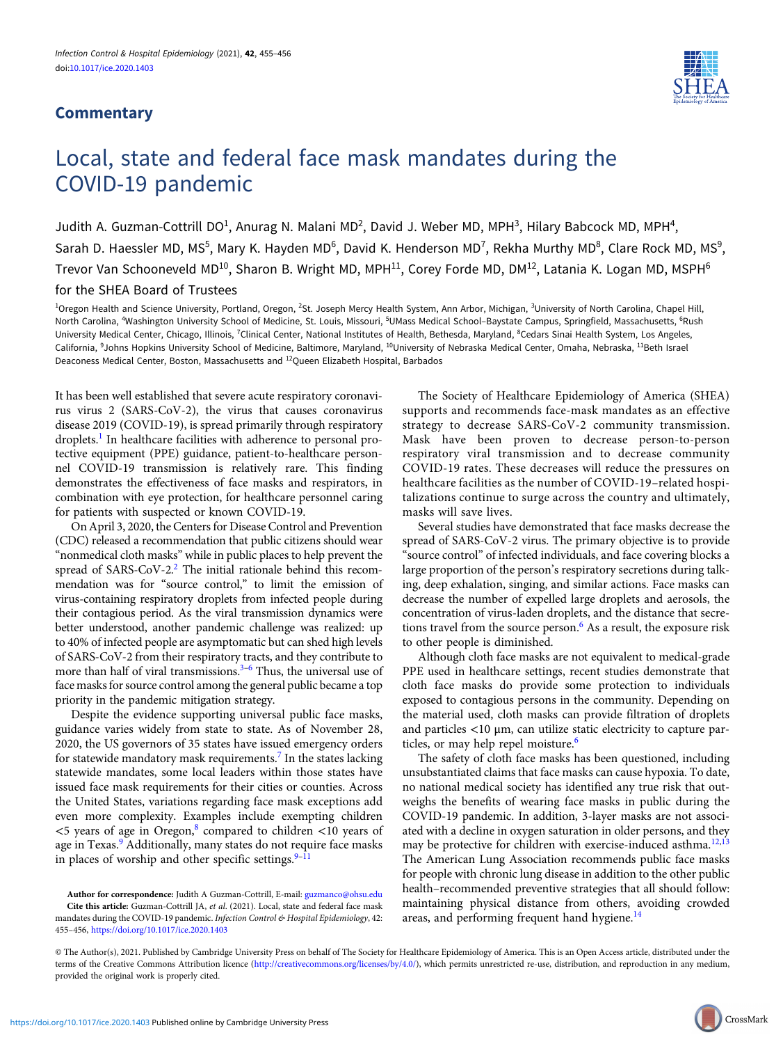## Commentary

# Local, state and federal face mask mandates during the COVID-19 pandemic

Judith A. Guzman-Cottrill DO[1], Anurag N. Malani MD[2], David J. Weber MD, MPH[3], Hilary Babcock MD, MPH[4], Sarah D. Haessler MD, MS[5], Mary K. Hayden MD[6], David K. Henderson MD[7], Rekha Murthy MD[8], Clare Rock MD, MS[9], Trevor Van Schooneveld MD[10], Sharon B. Wright MD, MPH[11], Corey Forde MD, DM[12], Latania K. Logan MD, MSPH[6] for the SHEA Board of Trustees

[1]Oregon Health and Science University, Portland, Oregon, [2]St. Joseph Mercy Health System, Ann Arbor, Michigan, [3]University of North Carolina, Chapel Hill, North Carolina, [4]Washington University School of Medicine, St. Louis, Missouri, [5]UMass Medical School–Baystate Campus, Springfield, Massachusetts, [6]Rush University Medical Center, Chicago, Illinois, [7]Clinical Center, National Institutes of Health, Bethesda, Maryland, [8]Cedars Sinai Health System, Los Angeles, California, [9]Johns Hopkins University School of Medicine, Baltimore, Maryland, [10]University of Nebraska Medical Center, Omaha, Nebraska, [11]Beth Israel Deaconess Medical Center, Boston, Massachusetts and [12]Queen Elizabeth Hospital, Barbados

It has been well established that severe acute respiratory coronavirus virus 2 (SARS-CoV-2), the virus that causes coronavirus disease 2019 (COVID-19), is spread primarily through respiratory droplets.[1] In healthcare facilities with adherence to personal protective equipment (PPE) guidance, patient-to-healthcare personnel COVID-19 transmission is relatively rare. This finding demonstrates the effectiveness of face masks and respirators, in combination with eye protection, for healthcare personnel caring for patients with suspected or known COVID-19.

On April 3, 2020, the Centers for Disease Control and Prevention (CDC) released a recommendation that public citizens should wear "nonmedical cloth masks" while in public places to help prevent the spread of SARS-CoV-2.[2] The initial rationale behind this recommendation was for "source control," to limit the emission of virus-containing respiratory droplets from infected people during their contagious period. As the viral transmission dynamics were better understood, another pandemic challenge was realized: up to 40% of infected people are asymptomatic but can shed high levels of SARS-CoV-2 from their respiratory tracts, and they contribute to more than half of viral transmissions.[3–6] Thus, the universal use of face masks for source control among the general public became a top priority in the pandemic mitigation strategy.

Despite the evidence supporting universal public face masks, guidance varies widely from state to state. As of November 28, 2020, the US governors of 35 states have issued emergency orders for statewide mandatory mask requirements.[7] In the states lacking statewide mandates, some local leaders within those states have issued face mask requirements for their cities or counties. Across the United States, variations regarding face mask exceptions add even more complexity. Examples include exempting children <5 years of age in Oregon,[8] compared to children <10 years of age in Texas.[9] Additionally, many states do not require face masks in places of worship and other specific settings.[9–11]

The Society for Healthcare Epidemiology of America (SHEA) supports and recommends face-mask mandates as an effective strategy to decrease SARS-CoV-2 community transmission. Mask have been proven to decrease person-to-person respiratory viral transmission and to decrease community COVID-19 rates. These decreases will reduce the pressures on healthcare facilities as the number of COVID-19–related hospitalizations continue to surge across the country and ultimately, masks will save lives.

Several studies have demonstrated that face masks decrease the spread of SARS-CoV-2 virus. The primary objective is to provide "source control" of infected individuals, and face covering blocks a large proportion of the person's respiratory secretions during talking, deep exhalation, singing, and similar actions. Face masks can decrease the number of expelled large droplets and aerosols, the concentration of virus-laden droplets, and the distance that secretions travel from the source person.[6] As a result, the exposure risk to other people is diminished.

Although cloth face masks are not equivalent to medical-grade PPE used in healthcare settings, recent studies demonstrate that cloth face masks do provide some protection to individuals exposed to contagious persons in the community. Depending on the material used, cloth masks can provide filtration of droplets and particles <10 µm, can utilize static electricity to capture particles, or may help repel moisture.[6]

The safety of cloth face masks has been questioned, including unsubstantiated claims that face masks can cause hypoxia. To date, no national medical society has identified any true risk that outweighs the benefits of wearing face masks in public during the COVID-19 pandemic. In addition, 3-layer masks are not associated with a decline in oxygen saturation in older persons, and they may be protective for children with exercise-induced asthma.[12,13] The American Lung Association recommends public face masks for people with chronic lung disease in addition to the other public health–recommended preventive strategies that all should follow: maintaining physical distance from others, avoiding crowded areas, and performing frequent hand hygiene.[14]

**Author for correspondence:** Judith A Guzman-Cottrill, E-mail: guzmanco@ohsu.edu

**Cite this article:** Guzman-Cottrill JA, *et al.* (2021). Local, state and federal face mask mandates during the COVID-19 pandemic. *Infection Control & Hospital Epidemiology*, 42: 455–456, https://doi.org/10.1017/ice.2020.1403

© The Author(s), 2021. Published by Cambridge University Press on behalf of The Society for Healthcare Epidemiology of America. This is an Open Access article, distributed under the terms of the Creative Commons Attribution licence (http://creativecommons.org/licenses/by/4.0/), which permits unrestricted re-use, distribution, and reproduction in any medium, provided the original work is properly cited.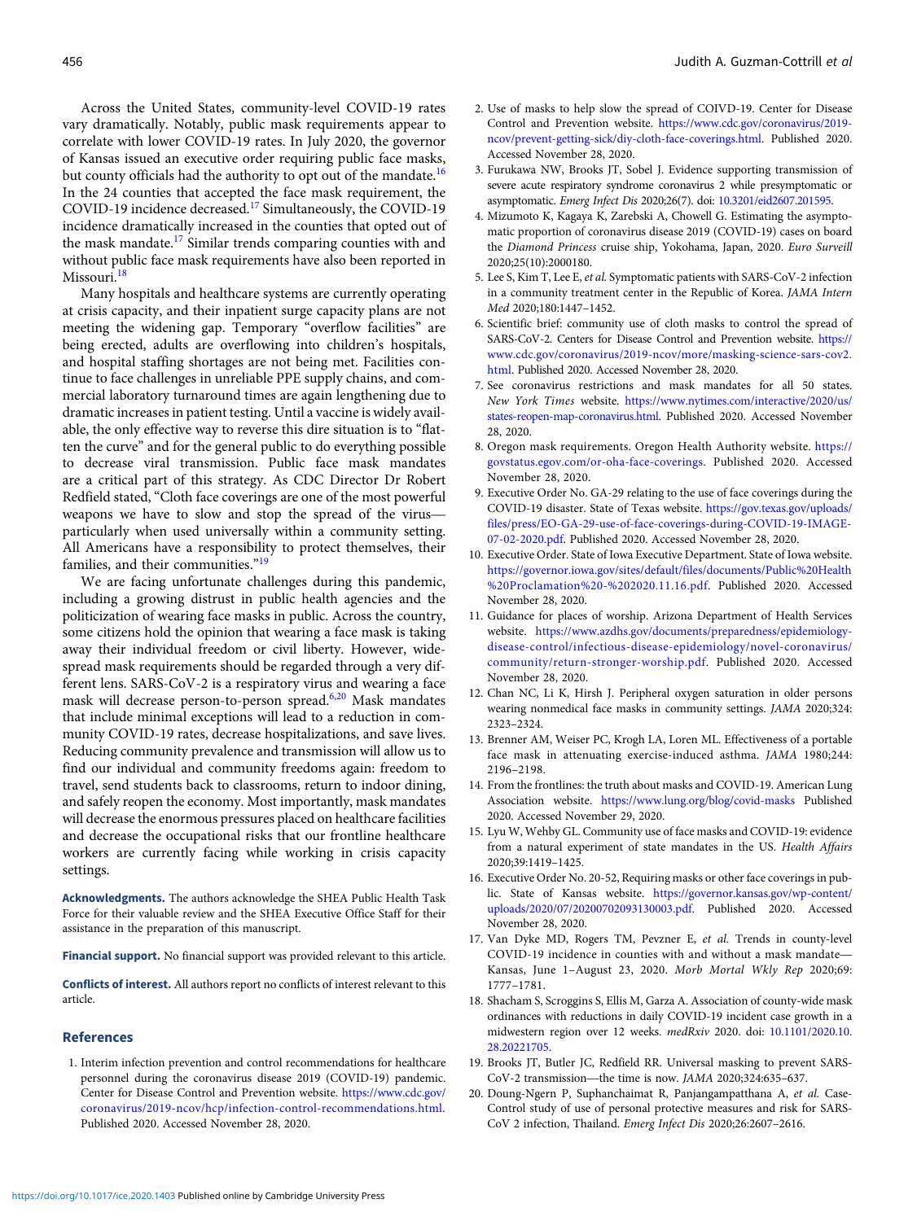Across the United States, community-level COVID-19 rates vary dramatically. Notably, public mask requirements appear to correlate with lower COVID-19 rates. In July 2020, the governor of Kansas issued an executive order requiring public face masks, but county officials had the authority to opt out of the mandate.[16] In the 24 counties that accepted the face mask requirement, the COVID-19 incidence decreased.[17] Simultaneously, the COVID-19 incidence dramatically increased in the counties that opted out of the mask mandate.[17] Similar trends comparing counties with and without public face mask requirements have also been reported in Missouri.[18]

Many hospitals and healthcare systems are currently operating at crisis capacity, and their inpatient surge capacity plans are not meeting the widening gap. Temporary "overflow facilities" are being erected, adults are overflowing into children's hospitals, and hospital staffing shortages are not being met. Facilities continue to face challenges in unreliable PPE supply chains, and commercial laboratory turnaround times are again lengthening due to dramatic increases in patient testing. Until a vaccine is widely available, the only effective way to reverse this dire situation is to "flatten the curve" and for the general public to do everything possible to decrease viral transmission. Public face mask mandates are a critical part of this strategy. As CDC Director Dr Robert Redfield stated, "Cloth face coverings are one of the most powerful weapons we have to slow and stop the spread of the virus—particularly when used universally within a community setting. All Americans have a responsibility to protect themselves, their families, and their communities."[19]

We are facing unfortunate challenges during this pandemic, including a growing distrust in public health agencies and the politicization of wearing face masks in public. Across the country, some citizens hold the opinion that wearing a face mask is taking away their individual freedom or civil liberty. However, widespread mask requirements should be regarded through a very different lens. SARS-CoV-2 is a respiratory virus and wearing a face mask will decrease person-to-person spread.[6,20] Mask mandates that include minimal exceptions will lead to a reduction in community COVID-19 rates, decrease hospitalizations, and save lives. Reducing community prevalence and transmission will allow us to find our individual and community freedoms again: freedom to travel, send students back to classrooms, return to indoor dining, and safely reopen the economy. Most importantly, mask mandates will decrease the enormous pressures placed on healthcare facilities and decrease the occupational risks that our frontline healthcare workers are currently facing while working in crisis capacity settings.

**Acknowledgments.** The authors acknowledge the SHEA Public Health Task Force for their valuable review and the SHEA Executive Office Staff for their assistance in the preparation of this manuscript.

**Financial support.** No financial support was provided relevant to this article.

**Conflicts of interest.** All authors report no conflicts of interest relevant to this article.

## References

1. Interim infection prevention and control recommendations for healthcare personnel during the coronavirus disease 2019 (COVID-19) pandemic. Center for Disease Control and Prevention website. https://www.cdc.gov/coronavirus/2019-ncov/hcp/infection-control-recommendations.html. Published 2020. Accessed November 28, 2020.
2. Use of masks to help slow the spread of COIVD-19. Center for Disease Control and Prevention website. https://www.cdc.gov/coronavirus/2019-ncov/prevent-getting-sick/diy-cloth-face-coverings.html. Published 2020. Accessed November 28, 2020.
3. Furukawa NW, Brooks JT, Sobel J. Evidence supporting transmission of severe acute respiratory syndrome coronavirus 2 while presymptomatic or asymptomatic. *Emerg Infect Dis* 2020;26(7). doi: 10.3201/eid2607.201595.
4. Mizumoto K, Kagaya K, Zarebski A, Chowell G. Estimating the asymptomatic proportion of coronavirus disease 2019 (COVID-19) cases on board the *Diamond Princess* cruise ship, Yokohama, Japan, 2020. *Euro Surveill* 2020;25(10):2000180.
5. Lee S, Kim T, Lee E, *et al.* Symptomatic patients with SARS-CoV-2 infection in a community treatment center in the Republic of Korea. *JAMA Intern Med* 2020;180:1447–1452.
6. Scientific brief: community use of cloth masks to control the spread of SARS-CoV-2. Centers for Disease Control and Prevention website. https://www.cdc.gov/coronavirus/2019-ncov/more/masking-science-sars-cov2.html. Published 2020. Accessed November 28, 2020.
7. See coronavirus restrictions and mask mandates for all 50 states. *New York Times* website. https://www.nytimes.com/interactive/2020/us/states-reopen-map-coronavirus.html. Published 2020. Accessed November 28, 2020.
8. Oregon mask requirements. Oregon Health Authority website. https://govstatus.egov.com/or-oha-face-coverings. Published 2020. Accessed November 28, 2020.
9. Executive Order No. GA-29 relating to the use of face coverings during the COVID-19 disaster. State of Texas website. https://gov.texas.gov/uploads/files/press/EO-GA-29-use-of-face-coverings-during-COVID-19-IMAGE-07-02-2020.pdf. Published 2020. Accessed November 28, 2020.
10. Executive Order. State of Iowa Executive Department. State of Iowa website. https://governor.iowa.gov/sites/default/files/documents/Public%20Health%20Proclamation%20-%202020.11.16.pdf. Published 2020. Accessed November 28, 2020.
11. Guidance for places of worship. Arizona Department of Health Services website. https://www.azdhs.gov/documents/preparedness/epidemiology-disease-control/infectious-disease-epidemiology/novel-coronavirus/community/return-stronger-worship.pdf. Published 2020. Accessed November 28, 2020.
12. Chan NC, Li K, Hirsh J. Peripheral oxygen saturation in older persons wearing nonmedical face masks in community settings. *JAMA* 2020;324:2323–2324.
13. Brenner AM, Weiser PC, Krogh LA, Loren ML. Effectiveness of a portable face mask in attenuating exercise-induced asthma. *JAMA* 1980;244:2196–2198.
14. From the frontlines: the truth about masks and COVID-19. American Lung Association website. https://www.lung.org/blog/covid-masks Published 2020. Accessed November 29, 2020.
15. Lyu W, Wehby GL. Community use of face masks and COVID-19: evidence from a natural experiment of state mandates in the US. *Health Affairs* 2020;39:1419–1425.
16. Executive Order No. 20-52, Requiring masks or other face coverings in public. State of Kansas website. https://governor.kansas.gov/wp-content/uploads/2020/07/20200702093130003.pdf. Published 2020. Accessed November 28, 2020.
17. Van Dyke MD, Rogers TM, Pevzner E, *et al.* Trends in county-level COVID-19 incidence in counties with and without a mask mandate—Kansas, June 1–August 23, 2020. *Morb Mortal Wkly Rep* 2020;69:1777–1781.
18. Shacham S, Scroggins S, Ellis M, Garza A. Association of county-wide mask ordinances with reductions in daily COVID-19 incident case growth in a midwestern region over 12 weeks. *medRxiv* 2020. doi: 10.1101/2020.10.28.20221705.
19. Brooks JT, Butler JC, Redfield RR. Universal masking to prevent SARS-CoV-2 transmission—the time is now. *JAMA* 2020;324:635–637.
20. Doung-Ngern P, Suphanchaimat R, Panjangampatthana A, *et al.* Case-Control study of use of personal protective measures and risk for SARS-CoV 2 infection, Thailand. *Emerg Infect Dis* 2020;26:2607–2616.